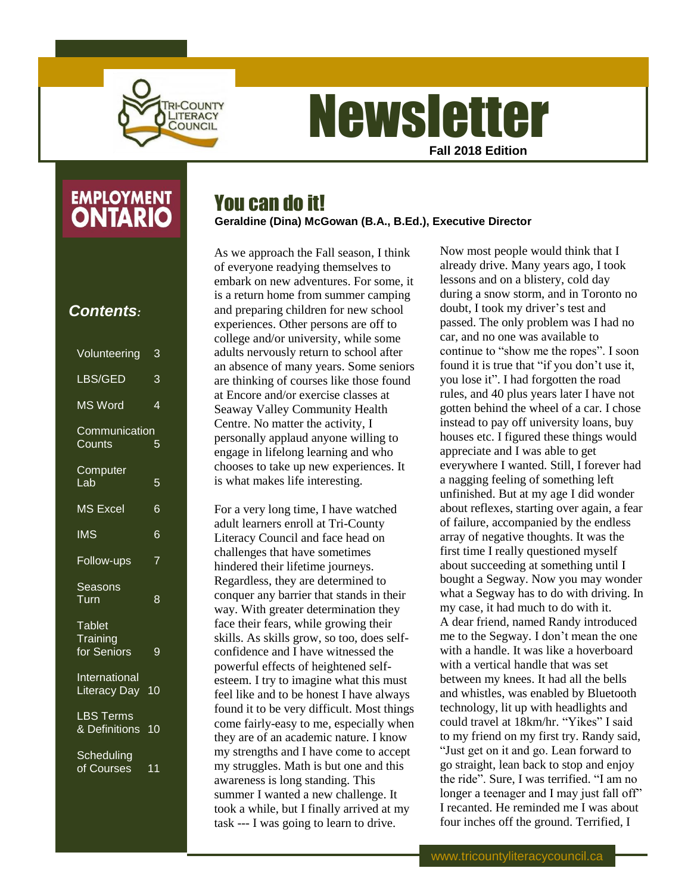Tri-County Literacy Council

# Newsletter

**Fall 2018 Edition**

EMPLOYMENT ONTARIO

***Contents:***

| | |
|---|---|
| Volunteering | 3 |
| LBS/GED | 3 |
| MS Word | 4 |
| Communication Counts | 5 |
| Computer Lab | 5 |
| MS Excel | 6 |
| IMS | 6 |
| Follow-ups | 7 |
| Seasons Turn | 8 |
| Tablet Training for Seniors | 9 |
| International Literacy Day | 10 |
| LBS Terms & Definitions | 10 |
| Scheduling of Courses | 11 |

## You can do it!

**Geraldine (Dina) McGowan (B.A., B.Ed.), Executive Director**

As we approach the Fall season, I think of everyone readying themselves to embark on new adventures. For some, it is a return home from summer camping and preparing children for new school experiences. Other persons are off to college and/or university, while some adults nervously return to school after an absence of many years. Some seniors are thinking of courses like those found at Encore and/or exercise classes at Seaway Valley Community Health Centre. No matter the activity, I personally applaud anyone willing to engage in lifelong learning and who chooses to take up new experiences. It is what makes life interesting.

For a very long time, I have watched adult learners enroll at Tri-County Literacy Council and face head on challenges that have sometimes hindered their lifetime journeys. Regardless, they are determined to conquer any barrier that stands in their way. With greater determination they face their fears, while growing their skills. As skills grow, so too, does self-confidence and I have witnessed the powerful effects of heightened self-esteem. I try to imagine what this must feel like and to be honest I have always found it to be very difficult. Most things come fairly-easy to me, especially when they are of an academic nature. I know my strengths and I have come to accept my struggles. Math is but one and this awareness is long standing. This summer I wanted a new challenge. It took a while, but I finally arrived at my task --- I was going to learn to drive.

Now most people would think that I already drive. Many years ago, I took lessons and on a blistery, cold day during a snow storm, and in Toronto no doubt, I took my driver's test and passed. The only problem was I had no car, and no one was available to continue to "show me the ropes". I soon found it is true that "if you don't use it, you lose it". I had forgotten the road rules, and 40 plus years later I have not gotten behind the wheel of a car. I chose instead to pay off university loans, buy houses etc. I figured these things would appreciate and I was able to get everywhere I wanted. Still, I forever had a nagging feeling of something left unfinished. But at my age I did wonder about reflexes, starting over again, a fear of failure, accompanied by the endless array of negative thoughts. It was the first time I really questioned myself about succeeding at something until I bought a Segway. Now you may wonder what a Segway has to do with driving. In my case, it had much to do with it.
A dear friend, named Randy introduced me to the Segway. I don't mean the one with a handle. It was like a hoverboard with a vertical handle that was set between my knees. It had all the bells and whistles, was enabled by Bluetooth technology, lit up with headlights and could travel at 18km/hr. "Yikes" I said to my friend on my first try. Randy said, "Just get on it and go. Lean forward to go straight, lean back to stop and enjoy the ride". Sure, I was terrified. "I am no longer a teenager and I may just fall off" I recanted. He reminded me I was about four inches off the ground. Terrified, I

www.tricountyliteracycouncil.ca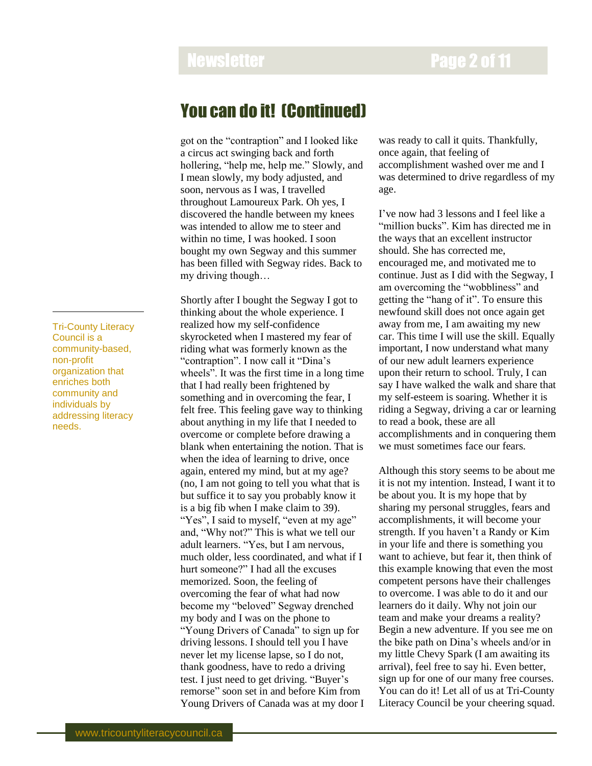## You can do it! (Continued)

got on the "contraption" and I looked like a circus act swinging back and forth hollering, "help me, help me." Slowly, and I mean slowly, my body adjusted, and soon, nervous as I was, I travelled throughout Lamoureux Park. Oh yes, I discovered the handle between my knees was intended to allow me to steer and within no time, I was hooked. I soon bought my own Segway and this summer has been filled with Segway rides. Back to my driving though…

Shortly after I bought the Segway I got to thinking about the whole experience. I realized how my self-confidence skyrocketed when I mastered my fear of riding what was formerly known as the "contraption". I now call it "Dina's wheels". It was the first time in a long time that I had really been frightened by something and in overcoming the fear, I felt free. This feeling gave way to thinking about anything in my life that I needed to overcome or complete before drawing a blank when entertaining the notion. That is when the idea of learning to drive, once again, entered my mind, but at my age? (no, I am not going to tell you what that is but suffice it to say you probably know it is a big fib when I make claim to 39). "Yes", I said to myself, "even at my age" and, "Why not?" This is what we tell our adult learners. "Yes, but I am nervous, much older, less coordinated, and what if I hurt someone?" I had all the excuses memorized. Soon, the feeling of overcoming the fear of what had now become my "beloved" Segway drenched my body and I was on the phone to "Young Drivers of Canada" to sign up for driving lessons. I should tell you I have never let my license lapse, so I do not, thank goodness, have to redo a driving test. I just need to get driving. "Buyer's remorse" soon set in and before Kim from Young Drivers of Canada was at my door I was ready to call it quits. Thankfully, once again, that feeling of accomplishment washed over me and I was determined to drive regardless of my age.

I've now had 3 lessons and I feel like a "million bucks". Kim has directed me in the ways that an excellent instructor should. She has corrected me, encouraged me, and motivated me to continue. Just as I did with the Segway, I am overcoming the "wobbliness" and getting the "hang of it". To ensure this newfound skill does not once again get away from me, I am awaiting my new car. This time I will use the skill. Equally important, I now understand what many of our new adult learners experience upon their return to school. Truly, I can say I have walked the walk and share that my self-esteem is soaring. Whether it is riding a Segway, driving a car or learning to read a book, these are all accomplishments and in conquering them we must sometimes face our fears.

Although this story seems to be about me it is not my intention. Instead, I want it to be about you. It is my hope that by sharing my personal struggles, fears and accomplishments, it will become your strength. If you haven't a Randy or Kim in your life and there is something you want to achieve, but fear it, then think of this example knowing that even the most competent persons have their challenges to overcome. I was able to do it and our learners do it daily. Why not join our team and make your dreams a reality? Begin a new adventure. If you see me on the bike path on Dina's wheels and/or in my little Chevy Spark (I am awaiting its arrival), feel free to say hi. Even better, sign up for one of our many free courses. You can do it! Let all of us at Tri-County Literacy Council be your cheering squad.

Tri-County Literacy Council is a community-based, non-profit organization that enriches both community and individuals by addressing literacy needs.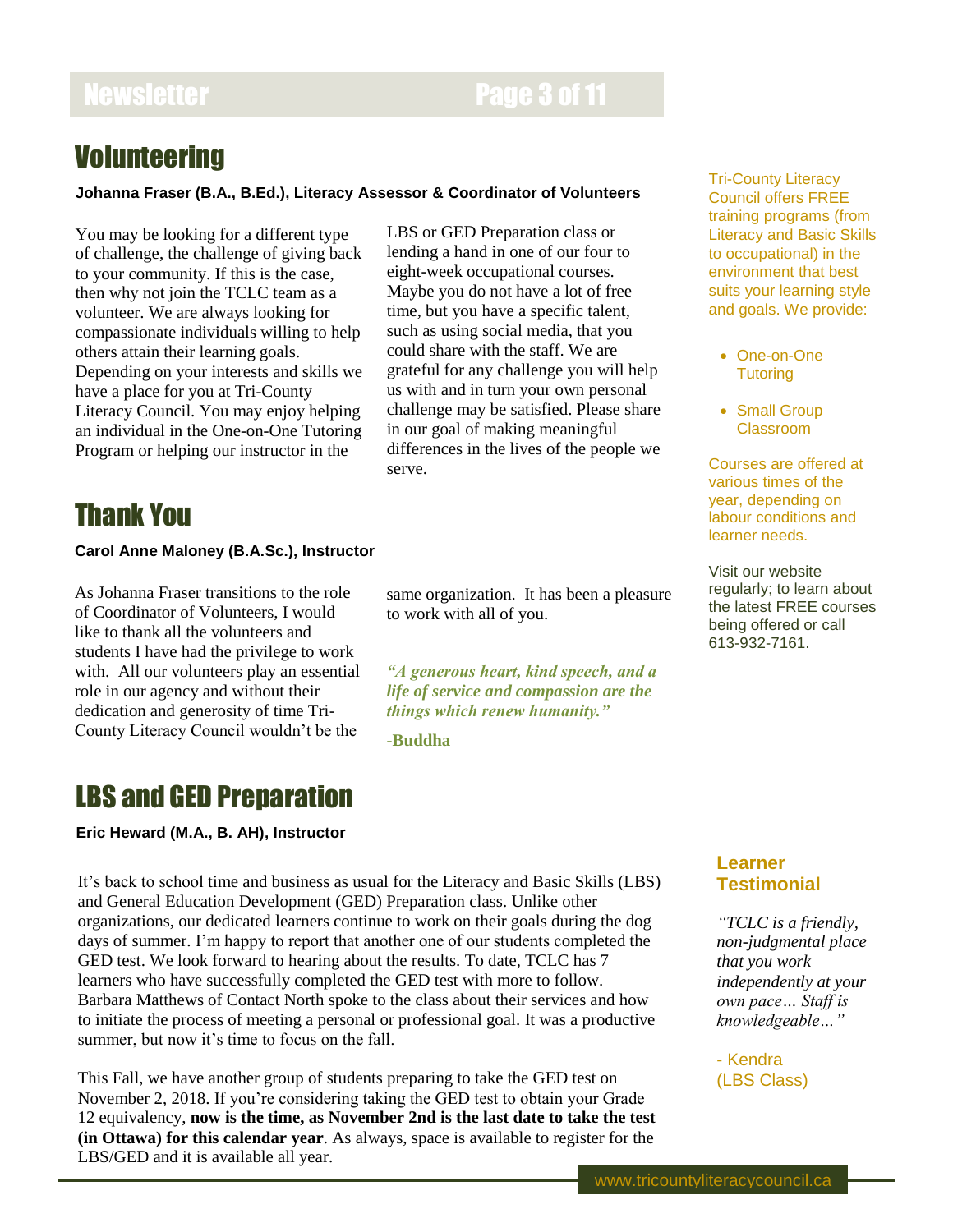## Volunteering

**Johanna Fraser (B.A., B.Ed.), Literacy Assessor & Coordinator of Volunteers**

You may be looking for a different type of challenge, the challenge of giving back to your community. If this is the case, then why not join the TCLC team as a volunteer. We are always looking for compassionate individuals willing to help others attain their learning goals. Depending on your interests and skills we have a place for you at Tri-County Literacy Council. You may enjoy helping an individual in the One-on-One Tutoring Program or helping our instructor in the LBS or GED Preparation class or lending a hand in one of our four to eight-week occupational courses. Maybe you do not have a lot of free time, but you have a specific talent, such as using social media, that you could share with the staff. We are grateful for any challenge you will help us with and in turn your own personal challenge may be satisfied. Please share in our goal of making meaningful differences in the lives of the people we serve.

## Thank You

**Carol Anne Maloney (B.A.Sc.), Instructor**

As Johanna Fraser transitions to the role of Coordinator of Volunteers, I would like to thank all the volunteers and students I have had the privilege to work with. All our volunteers play an essential role in our agency and without their dedication and generosity of time Tri-County Literacy Council wouldn't be the same organization. It has been a pleasure to work with all of you.

***"A generous heart, kind speech, and a life of service and compassion are the things which renew humanity."***

**-Buddha**

## LBS and GED Preparation

**Eric Heward (M.A., B. AH), Instructor**

It's back to school time and business as usual for the Literacy and Basic Skills (LBS) and General Education Development (GED) Preparation class. Unlike other organizations, our dedicated learners continue to work on their goals during the dog days of summer. I'm happy to report that another one of our students completed the GED test. We look forward to hearing about the results. To date, TCLC has 7 learners who have successfully completed the GED test with more to follow. Barbara Matthews of Contact North spoke to the class about their services and how to initiate the process of meeting a personal or professional goal. It was a productive summer, but now it's time to focus on the fall.

This Fall, we have another group of students preparing to take the GED test on November 2, 2018. If you're considering taking the GED test to obtain your Grade 12 equivalency, **now is the time, as November 2nd is the last date to take the test (in Ottawa) for this calendar year**. As always, space is available to register for the LBS/GED and it is available all year.

---

Tri-County Literacy Council offers FREE training programs (from Literacy and Basic Skills to occupational) in the environment that best suits your learning style and goals. We provide:

- One-on-One Tutoring
- Small Group Classroom

Courses are offered at various times of the year, depending on labour conditions and learner needs.

Visit our website regularly; to learn about the latest FREE courses being offered or call 613-932-7161.

---

### Learner Testimonial

*"TCLC is a friendly, non-judgmental place that you work independently at your own pace… Staff is knowledgeable…"*

- Kendra (LBS Class)

www.tricountyliteracycouncil.ca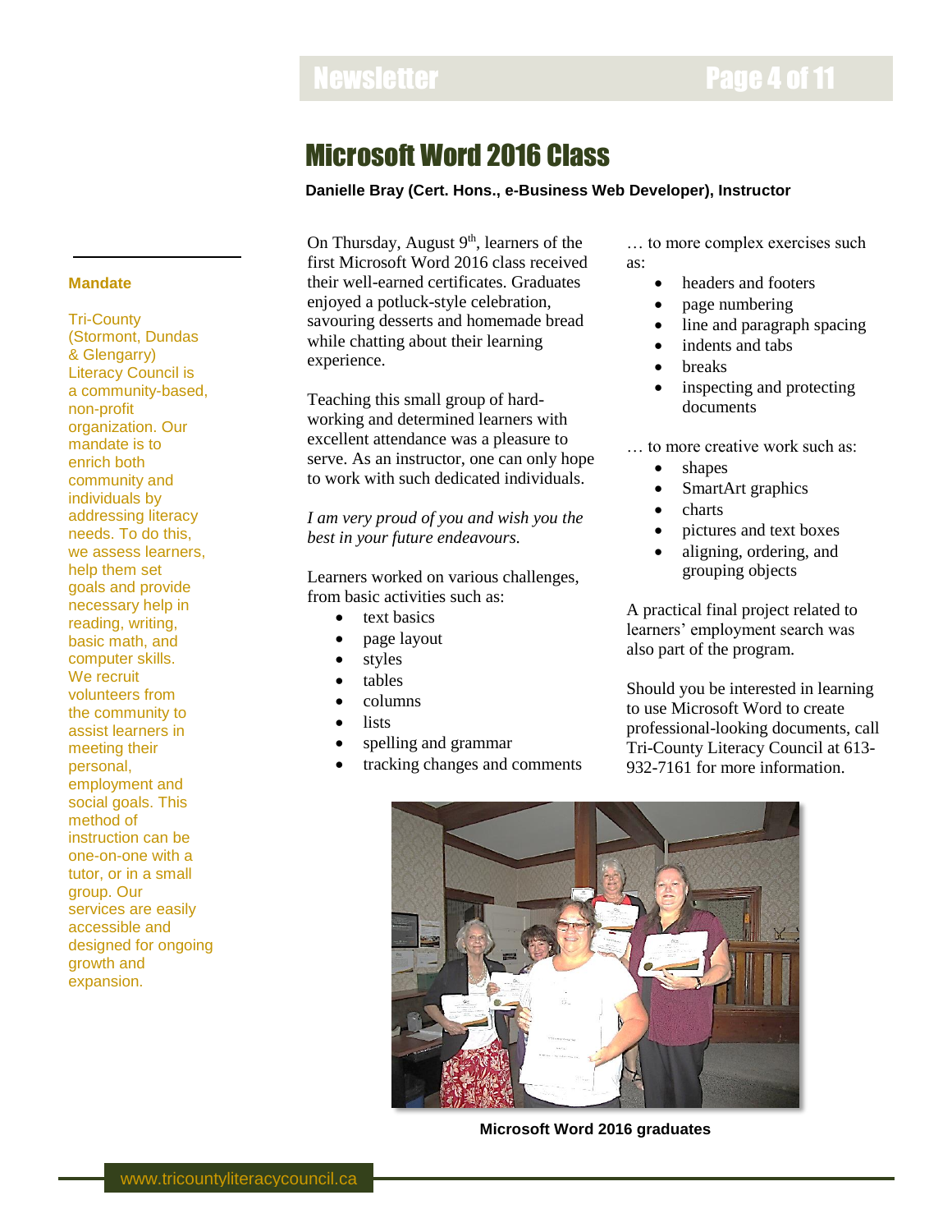# Microsoft Word 2016 Class

**Danielle Bray (Cert. Hons., e-Business Web Developer), Instructor**

On Thursday, August 9th, learners of the first Microsoft Word 2016 class received their well-earned certificates. Graduates enjoyed a potluck-style celebration, savouring desserts and homemade bread while chatting about their learning experience.

Teaching this small group of hard-working and determined learners with excellent attendance was a pleasure to serve. As an instructor, one can only hope to work with such dedicated individuals.

*I am very proud of you and wish you the best in your future endeavours.*

Learners worked on various challenges, from basic activities such as:

- text basics
- page layout
- styles
- tables
- columns
- lists
- spelling and grammar
- tracking changes and comments

… to more complex exercises such as:

- headers and footers
- page numbering
- line and paragraph spacing
- indents and tabs
- breaks
- inspecting and protecting documents

… to more creative work such as:

- shapes
- SmartArt graphics
- charts
- pictures and text boxes
- aligning, ordering, and grouping objects

A practical final project related to learners' employment search was also part of the program.

Should you be interested in learning to use Microsoft Word to create professional-looking documents, call Tri-County Literacy Council at 613-932-7161 for more information.

**Microsoft Word 2016 graduates**

**Mandate**

Tri-County (Stormont, Dundas & Glengarry) Literacy Council is a community-based, non-profit organization. Our mandate is to enrich both community and individuals by addressing literacy needs. To do this, we assess learners, help them set goals and provide necessary help in reading, writing, basic math, and computer skills. We recruit volunteers from the community to assist learners in meeting their personal, employment and social goals. This method of instruction can be one-on-one with a tutor, or in a small group. Our services are easily accessible and designed for ongoing growth and expansion.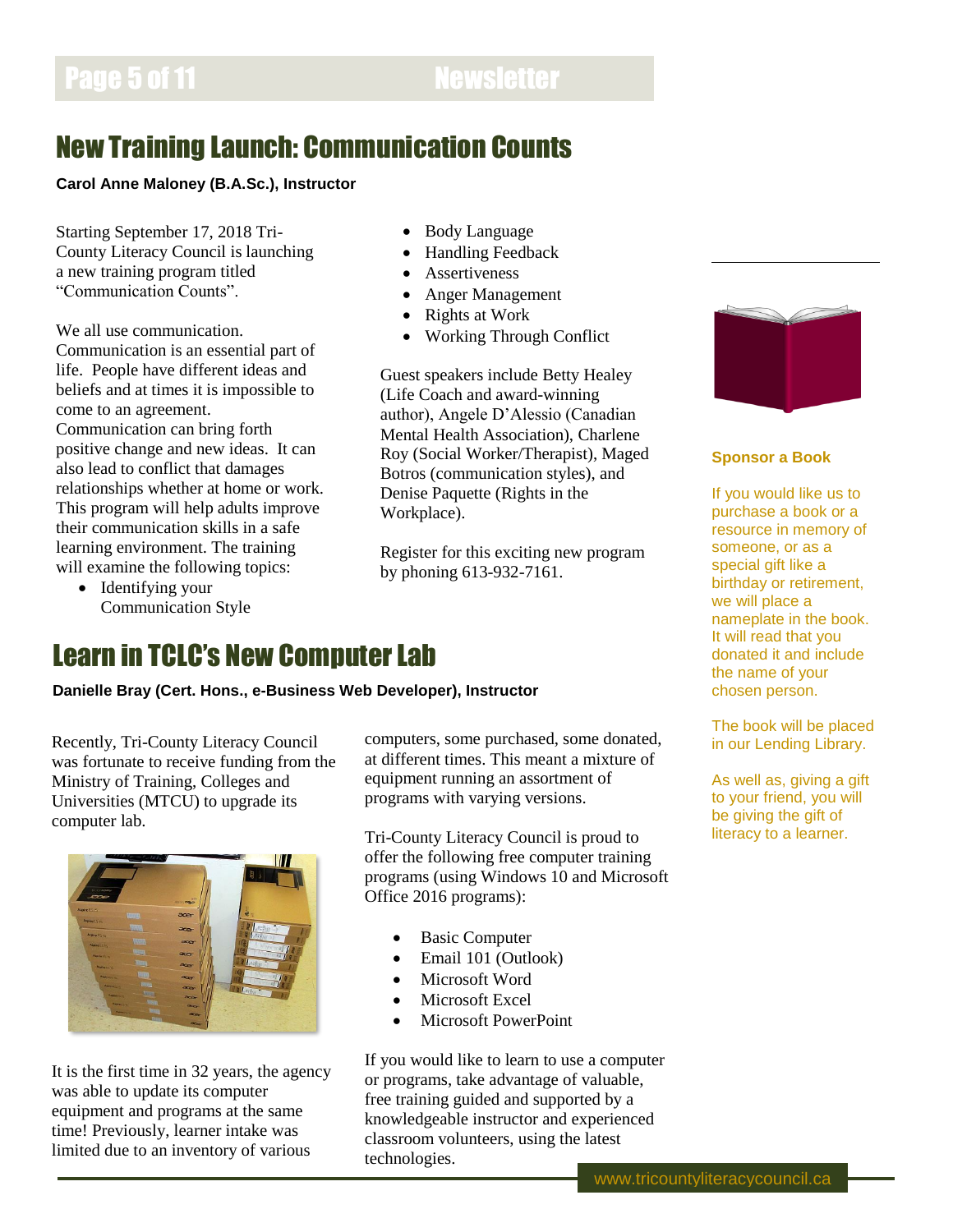# New Training Launch: Communication Counts

**Carol Anne Maloney (B.A.Sc.), Instructor**

Starting September 17, 2018 Tri-County Literacy Council is launching a new training program titled "Communication Counts".

We all use communication. Communication is an essential part of life. People have different ideas and beliefs and at times it is impossible to come to an agreement. Communication can bring forth positive change and new ideas. It can also lead to conflict that damages relationships whether at home or work. This program will help adults improve their communication skills in a safe learning environment. The training will examine the following topics:

- Identifying your Communication Style
- Body Language
- Handling Feedback
- Assertiveness
- Anger Management
- Rights at Work
- Working Through Conflict

Guest speakers include Betty Healey (Life Coach and award-winning author), Angele D'Alessio (Canadian Mental Health Association), Charlene Roy (Social Worker/Therapist), Maged Botros (communication styles), and Denise Paquette (Rights in the Workplace).

Register for this exciting new program by phoning 613-932-7161.

# Learn in TCLC's New Computer Lab

**Danielle Bray (Cert. Hons., e-Business Web Developer), Instructor**

Recently, Tri-County Literacy Council was fortunate to receive funding from the Ministry of Training, Colleges and Universities (MTCU) to upgrade its computer lab.

It is the first time in 32 years, the agency was able to update its computer equipment and programs at the same time! Previously, learner intake was limited due to an inventory of various computers, some purchased, some donated, at different times. This meant a mixture of equipment running an assortment of programs with varying versions.

Tri-County Literacy Council is proud to offer the following free computer training programs (using Windows 10 and Microsoft Office 2016 programs):

- Basic Computer
- Email 101 (Outlook)
- Microsoft Word
- Microsoft Excel
- Microsoft PowerPoint

If you would like to learn to use a computer or programs, take advantage of valuable, free training guided and supported by a knowledgeable instructor and experienced classroom volunteers, using the latest technologies.

### Sponsor a Book

If you would like us to purchase a book or a resource in memory of someone, or as a special gift like a birthday or retirement, we will place a nameplate in the book. It will read that you donated it and include the name of your chosen person.

The book will be placed in our Lending Library.

As well as, giving a gift to your friend, you will be giving the gift of literacy to a learner.

www.tricountyliteracycouncil.ca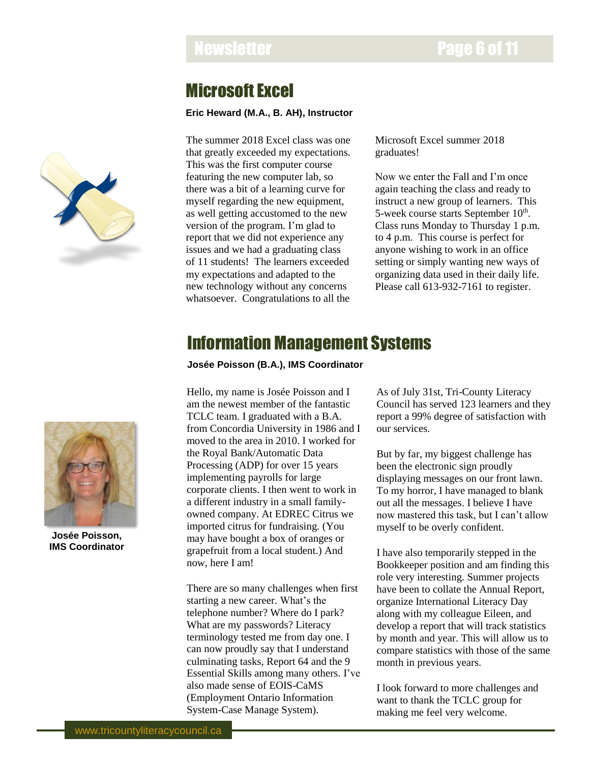## Microsoft Excel

**Eric Heward (M.A., B. AH), Instructor**

The summer 2018 Excel class was one that greatly exceeded my expectations. This was the first computer course featuring the new computer lab, so there was a bit of a learning curve for myself regarding the new equipment, as well getting accustomed to the new version of the program. I'm glad to report that we did not experience any issues and we had a graduating class of 11 students! The learners exceeded my expectations and adapted to the new technology without any concerns whatsoever. Congratulations to all the Microsoft Excel summer 2018 graduates!

Now we enter the Fall and I'm once again teaching the class and ready to instruct a new group of learners. This 5-week course starts September 10th. Class runs Monday to Thursday 1 p.m. to 4 p.m. This course is perfect for anyone wishing to work in an office setting or simply wanting new ways of organizing data used in their daily life. Please call 613-932-7161 to register.

## Information Management Systems

**Josée Poisson (B.A.), IMS Coordinator**

**Josée Poisson, IMS Coordinator**

Hello, my name is Josée Poisson and I am the newest member of the fantastic TCLC team. I graduated with a B.A. from Concordia University in 1986 and I moved to the area in 2010. I worked for the Royal Bank/Automatic Data Processing (ADP) for over 15 years implementing payrolls for large corporate clients. I then went to work in a different industry in a small family-owned company. At EDREC Citrus we imported citrus for fundraising. (You may have bought a box of oranges or grapefruit from a local student.) And now, here I am!

There are so many challenges when first starting a new career. What's the telephone number? Where do I park? What are my passwords? Literacy terminology tested me from day one. I can now proudly say that I understand culminating tasks, Report 64 and the 9 Essential Skills among many others. I've also made sense of EOIS-CaMS (Employment Ontario Information System-Case Manage System).

As of July 31st, Tri-County Literacy Council has served 123 learners and they report a 99% degree of satisfaction with our services.

But by far, my biggest challenge has been the electronic sign proudly displaying messages on our front lawn. To my horror, I have managed to blank out all the messages. I believe I have now mastered this task, but I can't allow myself to be overly confident.

I have also temporarily stepped in the Bookkeeper position and am finding this role very interesting. Summer projects have been to collate the Annual Report, organize International Literacy Day along with my colleague Eileen, and develop a report that will track statistics by month and year. This will allow us to compare statistics with those of the same month in previous years.

I look forward to more challenges and want to thank the TCLC group for making me feel very welcome.

www.tricountyliteracycouncil.ca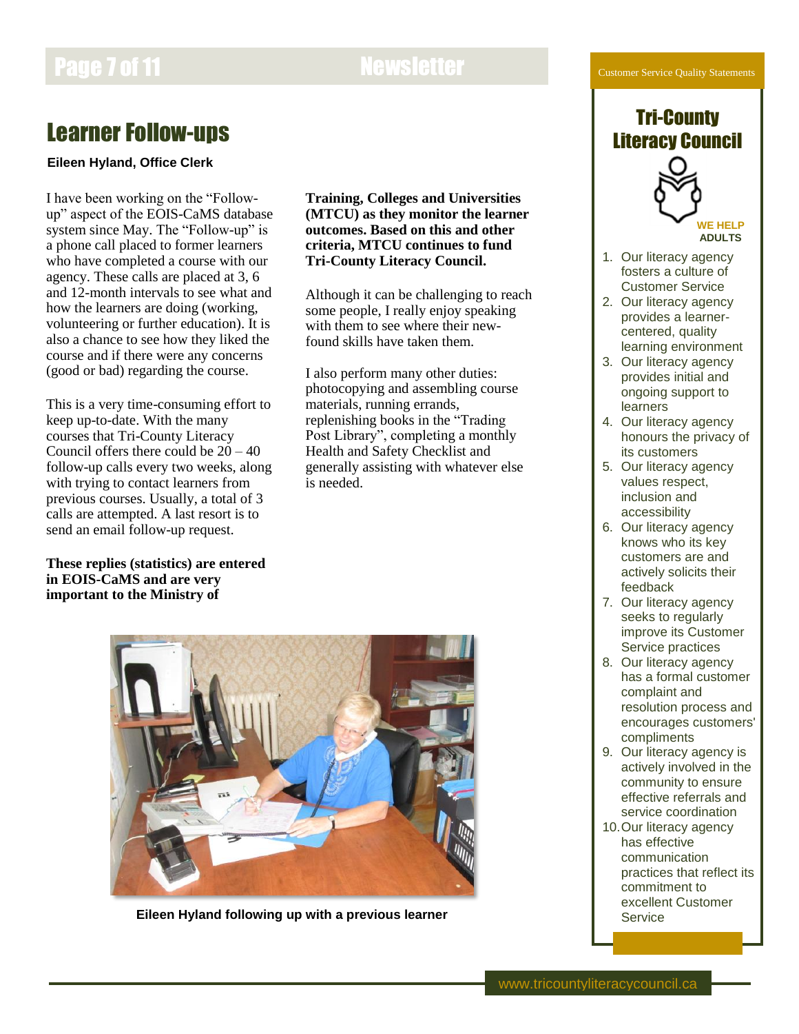# Learner Follow-ups

**Eileen Hyland, Office Clerk**

I have been working on the "Follow-up" aspect of the EOIS-CaMS database system since May. The "Follow-up" is a phone call placed to former learners who have completed a course with our agency. These calls are placed at 3, 6 and 12-month intervals to see what and how the learners are doing (working, volunteering or further education). It is also a chance to see how they liked the course and if there were any concerns (good or bad) regarding the course.

This is a very time-consuming effort to keep up-to-date. With the many courses that Tri-County Literacy Council offers there could be 20 – 40 follow-up calls every two weeks, along with trying to contact learners from previous courses. Usually, a total of 3 calls are attempted. A last resort is to send an email follow-up request.

**These replies (statistics) are entered in EOIS-CaMS and are very important to the Ministry of Training, Colleges and Universities (MTCU) as they monitor the learner outcomes. Based on this and other criteria, MTCU continues to fund Tri-County Literacy Council.**

Although it can be challenging to reach some people, I really enjoy speaking with them to see where their new-found skills have taken them.

I also perform many other duties: photocopying and assembling course materials, running errands, replenishing books in the "Trading Post Library", completing a monthly Health and Safety Checklist and generally assisting with whatever else is needed.

Eileen Hyland following up with a previous learner

---

Customer Service Quality Statements

## Tri-County Literacy Council

WE HELP ADULTS

1. Our literacy agency fosters a culture of Customer Service
2. Our literacy agency provides a learner-centered, quality learning environment
3. Our literacy agency provides initial and ongoing support to learners
4. Our literacy agency honours the privacy of its customers
5. Our literacy agency values respect, inclusion and accessibility
6. Our literacy agency knows who its key customers are and actively solicits their feedback
7. Our literacy agency seeks to regularly improve its Customer Service practices
8. Our literacy agency has a formal customer complaint and resolution process and encourages customers' compliments
9. Our literacy agency is actively involved in the community to ensure effective referrals and service coordination
10. Our literacy agency has effective communication practices that reflect its commitment to excellent Customer Service

www.tricountyliteracycouncil.ca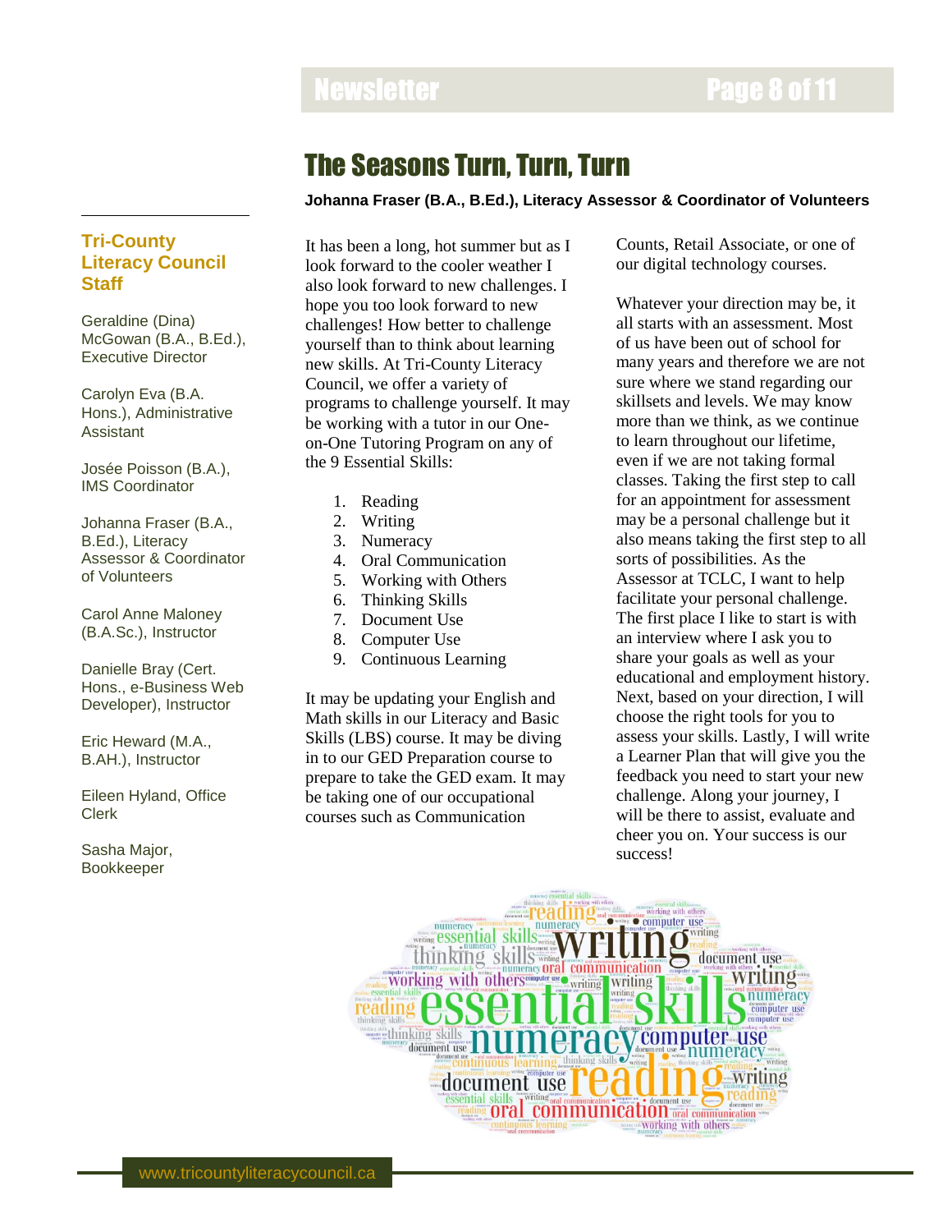# The Seasons Turn, Turn, Turn

**Johanna Fraser (B.A., B.Ed.), Literacy Assessor & Coordinator of Volunteers**

It has been a long, hot summer but as I look forward to the cooler weather I also look forward to new challenges. I hope you too look forward to new challenges! How better to challenge yourself than to think about learning new skills. At Tri-County Literacy Council, we offer a variety of programs to challenge yourself. It may be working with a tutor in our One-on-One Tutoring Program on any of the 9 Essential Skills:

1. Reading
2. Writing
3. Numeracy
4. Oral Communication
5. Working with Others
6. Thinking Skills
7. Document Use
8. Computer Use
9. Continuous Learning

It may be updating your English and Math skills in our Literacy and Basic Skills (LBS) course. It may be diving in to our GED Preparation course to prepare to take the GED exam. It may be taking one of our occupational courses such as Communication Counts, Retail Associate, or one of our digital technology courses.

Whatever your direction may be, it all starts with an assessment. Most of us have been out of school for many years and therefore we are not sure where we stand regarding our skillsets and levels. We may know more than we think, as we continue to learn throughout our lifetime, even if we are not taking formal classes. Taking the first step to call for an appointment for assessment may be a personal challenge but it also means taking the first step to all sorts of possibilities. As the Assessor at TCLC, I want to help facilitate your personal challenge. The first place I like to start is with an interview where I ask you to share your goals as well as your educational and employment history. Next, based on your direction, I will choose the right tools for you to assess your skills. Lastly, I will write a Learner Plan that will give you the feedback you need to start your new challenge. Along your journey, I will be there to assist, evaluate and cheer you on. Your success is our success!

## Tri-County Literacy Council Staff

Geraldine (Dina) McGowan (B.A., B.Ed.), Executive Director

Carolyn Eva (B.A. Hons.), Administrative Assistant

Josée Poisson (B.A.), IMS Coordinator

Johanna Fraser (B.A., B.Ed.), Literacy Assessor & Coordinator of Volunteers

Carol Anne Maloney (B.A.Sc.), Instructor

Danielle Bray (Cert. Hons., e-Business Web Developer), Instructor

Eric Heward (M.A., B.AH.), Instructor

Eileen Hyland, Office Clerk

Sasha Major, Bookkeeper

www.tricountyliteracycouncil.ca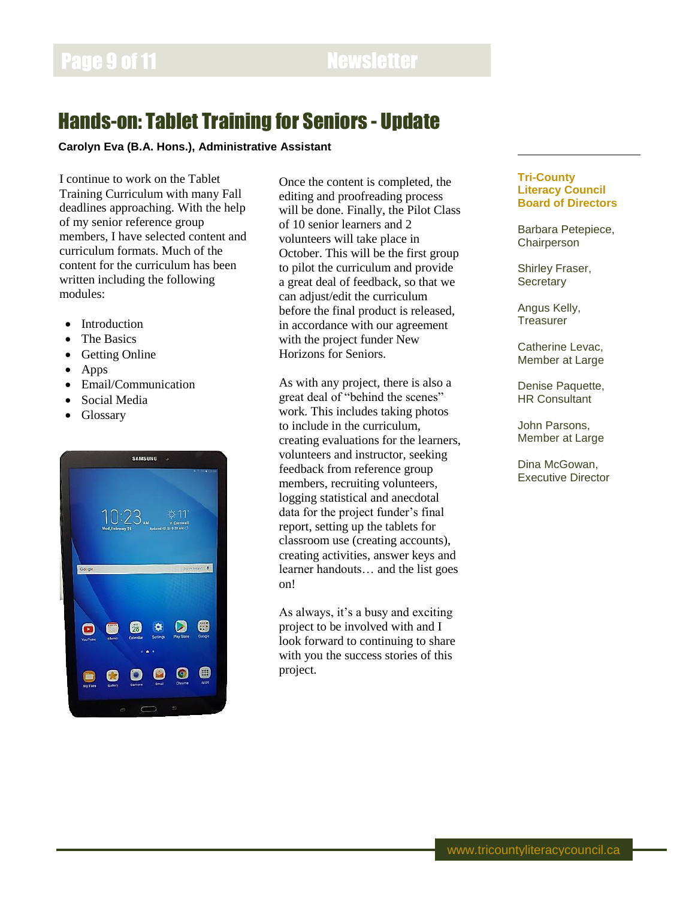# Hands-on: Tablet Training for Seniors - Update

**Carolyn Eva (B.A. Hons.), Administrative Assistant**

I continue to work on the Tablet Training Curriculum with many Fall deadlines approaching. With the help of my senior reference group members, I have selected content and curriculum formats. Much of the content for the curriculum has been written including the following modules:

- Introduction
- The Basics
- Getting Online
- Apps
- Email/Communication
- Social Media
- Glossary

Once the content is completed, the editing and proofreading process will be done. Finally, the Pilot Class of 10 senior learners and 2 volunteers will take place in October. This will be the first group to pilot the curriculum and provide a great deal of feedback, so that we can adjust/edit the curriculum before the final product is released, in accordance with our agreement with the project funder New Horizons for Seniors.

As with any project, there is also a great deal of "behind the scenes" work. This includes taking photos to include in the curriculum, creating evaluations for the learners, volunteers and instructor, seeking feedback from reference group members, recruiting volunteers, logging statistical and anecdotal data for the project funder's final report, setting up the tablets for classroom use (creating accounts), creating activities, answer keys and learner handouts… and the list goes on!

As always, it's a busy and exciting project to be involved with and I look forward to continuing to share with you the success stories of this project.

**Tri-County Literacy Council Board of Directors**

Barbara Petepiece,
Chairperson

Shirley Fraser,
Secretary

Angus Kelly,
Treasurer

Catherine Levac,
Member at Large

Denise Paquette,
HR Consultant

John Parsons,
Member at Large

Dina McGowan,
Executive Director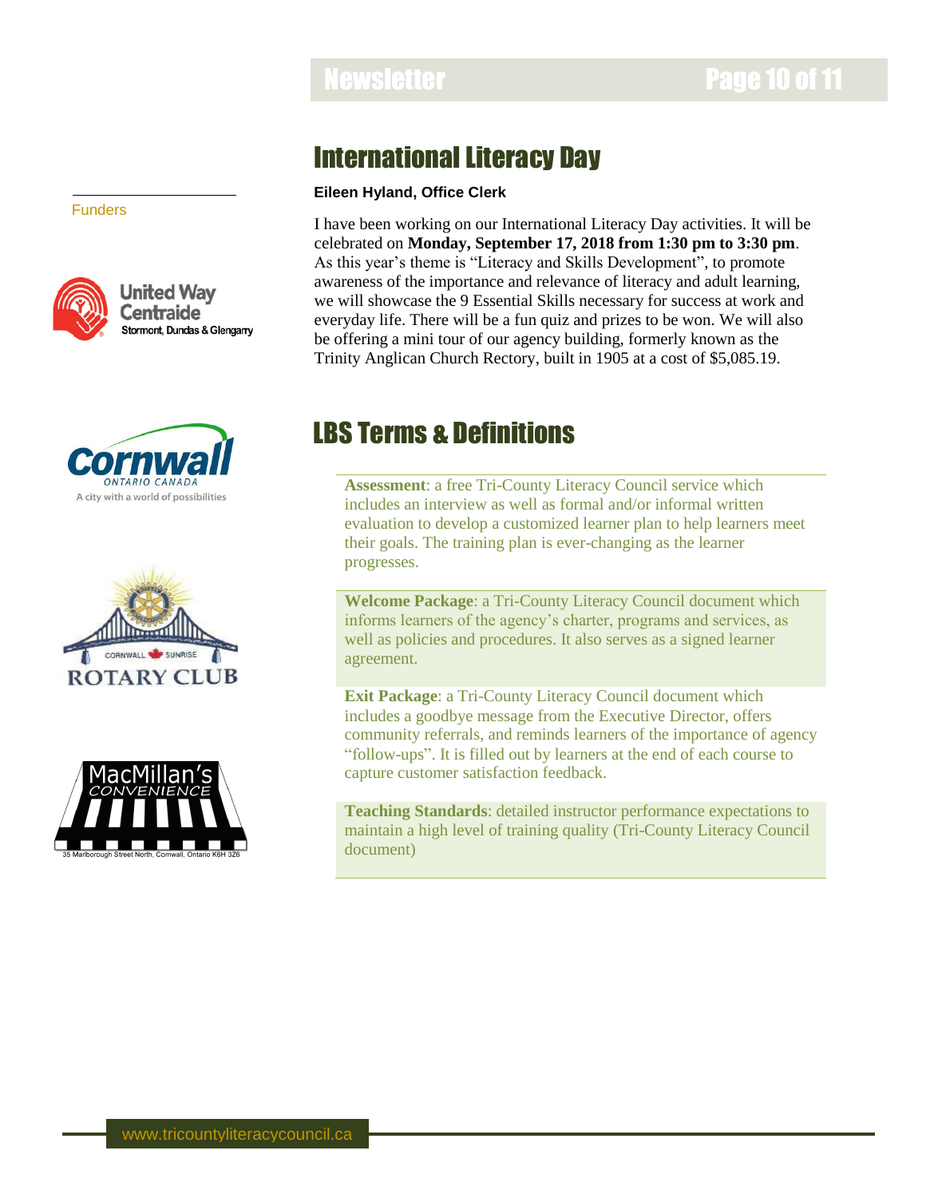## International Literacy Day

**Eileen Hyland, Office Clerk**

I have been working on our International Literacy Day activities. It will be celebrated on **Monday, September 17, 2018 from 1:30 pm to 3:30 pm**. As this year's theme is "Literacy and Skills Development", to promote awareness of the importance and relevance of literacy and adult learning, we will showcase the 9 Essential Skills necessary for success at work and everyday life. There will be a fun quiz and prizes to be won. We will also be offering a mini tour of our agency building, formerly known as the Trinity Anglican Church Rectory, built in 1905 at a cost of $5,085.19.

## LBS Terms & Definitions

**Assessment**: a free Tri-County Literacy Council service which includes an interview as well as formal and/or informal written evaluation to develop a customized learner plan to help learners meet their goals. The training plan is ever-changing as the learner progresses.

**Welcome Package**: a Tri-County Literacy Council document which informs learners of the agency's charter, programs and services, as well as policies and procedures. It also serves as a signed learner agreement.

**Exit Package**: a Tri-County Literacy Council document which includes a goodbye message from the Executive Director, offers community referrals, and reminds learners of the importance of agency "follow-ups". It is filled out by learners at the end of each course to capture customer satisfaction feedback.

**Teaching Standards**: detailed instructor performance expectations to maintain a high level of training quality (Tri-County Literacy Council document)

Funders

United Way Centraide Stormont, Dundas & Glengarry

Cornwall Ontario Canada — A city with a world of possibilities

Cornwall Sunrise Rotary Club

MacMillan's Convenience — 35 Marlborough Street North, Cornwall, Ontario K6H 3Z6

www.tricountyliteracycouncil.ca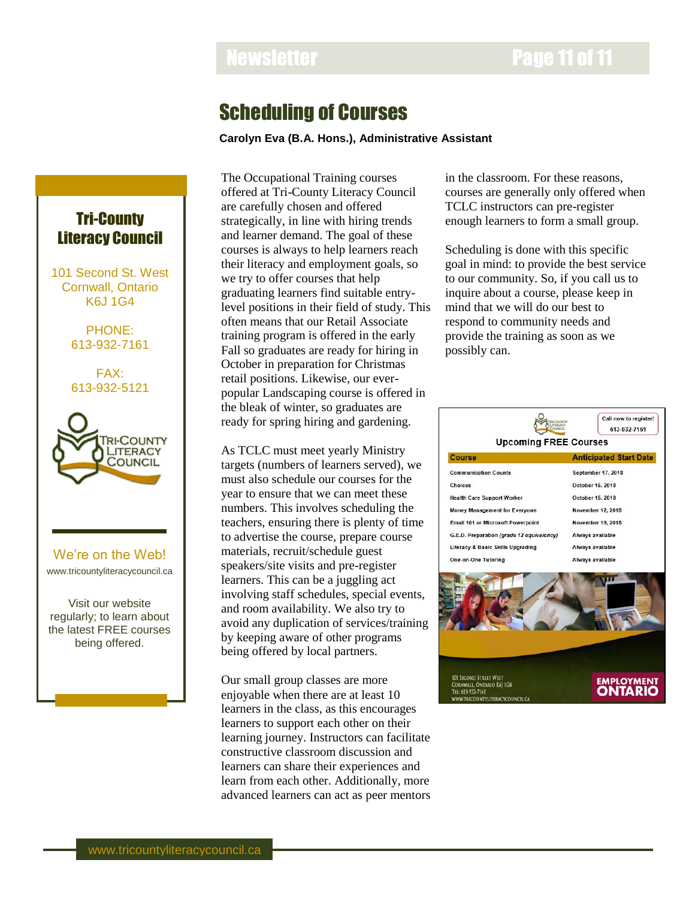# Scheduling of Courses

**Carolyn Eva (B.A. Hons.), Administrative Assistant**

The Occupational Training courses offered at Tri-County Literacy Council are carefully chosen and offered strategically, in line with hiring trends and learner demand. The goal of these courses is always to help learners reach their literacy and employment goals, so we try to offer courses that help graduating learners find suitable entry-level positions in their field of study. This often means that our Retail Associate training program is offered in the early Fall so graduates are ready for hiring in October in preparation for Christmas retail positions. Likewise, our ever-popular Landscaping course is offered in the bleak of winter, so graduates are ready for spring hiring and gardening.

As TCLC must meet yearly Ministry targets (numbers of learners served), we must also schedule our courses for the year to ensure that we can meet these numbers. This involves scheduling the teachers, ensuring there is plenty of time to advertise the course, prepare course materials, recruit/schedule guest speakers/site visits and pre-register learners. This can be a juggling act involving staff schedules, special events, and room availability. We also try to avoid any duplication of services/training by keeping aware of other programs being offered by local partners.

Our small group classes are more enjoyable when there are at least 10 learners in the class, as this encourages learners to support each other on their learning journey. Instructors can facilitate constructive classroom discussion and learners can share their experiences and learn from each other. Additionally, more advanced learners can act as peer mentors in the classroom. For these reasons, courses are generally only offered when TCLC instructors can pre-register enough learners to form a small group.

Scheduling is done with this specific goal in mind: to provide the best service to our community. So, if you call us to inquire about a course, please keep in mind that we will do our best to respond to community needs and provide the training as soon as we possibly can.

Call now to register! 613-932-7161

**Upcoming FREE Courses**

| Course | Anticipated Start Date |
|---|---|
| Communication Counts | September 17, 2018 |
| Choices | October 15, 2018 |
| Health Care Support Worker | October 15, 2018 |
| Money Management for Everyone | November 12, 2018 |
| Email 101 or Microsoft Powerpoint | November 19, 2018 |
| G.E.D. Preparation *(grade 12 equivalency)* | Always available |
| Literacy & Basic Skills Upgrading | Always available |
| One-on-One Tutoring | Always available |

101 Second Street West
Cornwall, Ontario K6J 1G4
Tel: 613-932-7161
www.tricountyliteracycouncil.ca

EMPLOYMENT ONTARIO

## Tri-County Literacy Council

101 Second St. West
Cornwall, Ontario
K6J 1G4

PHONE:
613-932-7161

FAX:
613-932-5121

We're on the Web!
www.tricountyliteracycouncil.ca

Visit our website regularly; to learn about the latest FREE courses being offered.